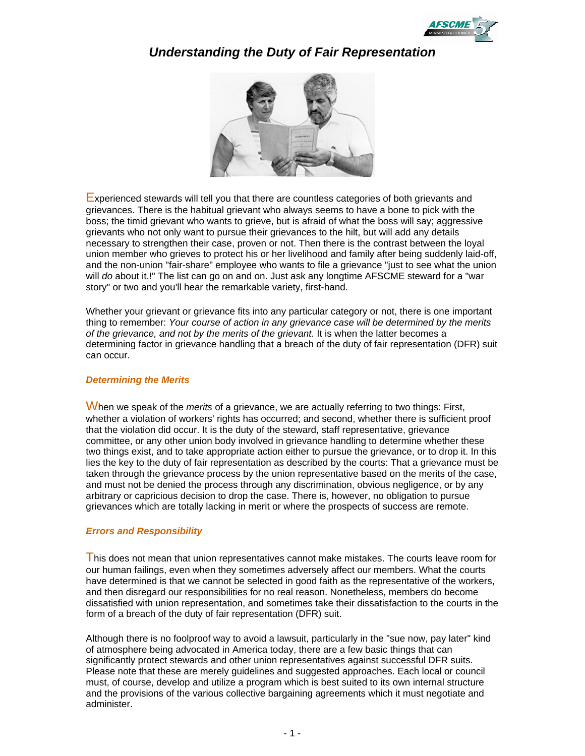# Understanding the Duty of Fair Representation

Experienced stewards will tell you that there are countless categories of both grievants and grievances. There is the habitual grievant who always seems to have a bone to pick with the boss; the timid grievant who wants to grieve, but is afraid of what the boss will say; aggressive grievants who not only want to pursue their grievances to the hilt, but will add any details necessary to strengthen their case, proven or not. Then there is the contrast between the loyal union member who grieves to protect his or her livelihood and family after being suddenly laid-off, and the non-union "fair-share" employee who wants to file a grievance "just to see what the union will *do* about it.!" The list can go on and on. Just ask any longtime AFSCME steward for a "war story" or two and you'll hear the remarkable variety, first-hand.

Whether your grievant or grievance fits into any particular category or not, there is one important thing to remember: *Your course of action in any grievance case will be determined by the merits of the grievance, and not by the merits of the grievant.* It is when the latter becomes a determining factor in grievance handling that a breach of the duty of fair representation (DFR) suit can occur.

### Determining the Merits

When we speak of the *merits* of a grievance, we are actually referring to two things: First, whether a violation of workers' rights has occurred; and second, whether there is sufficient proof that the violation did occur. It is the duty of the steward, staff representative, grievance committee, or any other union body involved in grievance handling to determine whether these two things exist, and to take appropriate action either to pursue the grievance, or to drop it. In this lies the key to the duty of fair representation as described by the courts: That a grievance must be taken through the grievance process by the union representative based on the merits of the case, and must not be denied the process through any discrimination, obvious negligence, or by any arbitrary or capricious decision to drop the case. There is, however, no obligation to pursue grievances which are totally lacking in merit or where the prospects of success are remote.

### Errors and Responsibility

This does not mean that union representatives cannot make mistakes. The courts leave room for our human failings, even when they sometimes adversely affect our members. What the courts have determined is that we cannot be selected in good faith as the representative of the workers, and then disregard our responsibilities for no real reason. Nonetheless, members do become dissatisfied with union representation, and sometimes take their dissatisfaction to the courts in the form of a breach of the duty of fair representation (DFR) suit.

Although there is no foolproof way to avoid a lawsuit, particularly in the "sue now, pay later" kind of atmosphere being advocated in America today, there are a few basic things that can significantly protect stewards and other union representatives against successful DFR suits. Please note that these are merely guidelines and suggested approaches. Each local or council must, of course, develop and utilize a program which is best suited to its own internal structure and the provisions of the various collective bargaining agreements which it must negotiate and administer.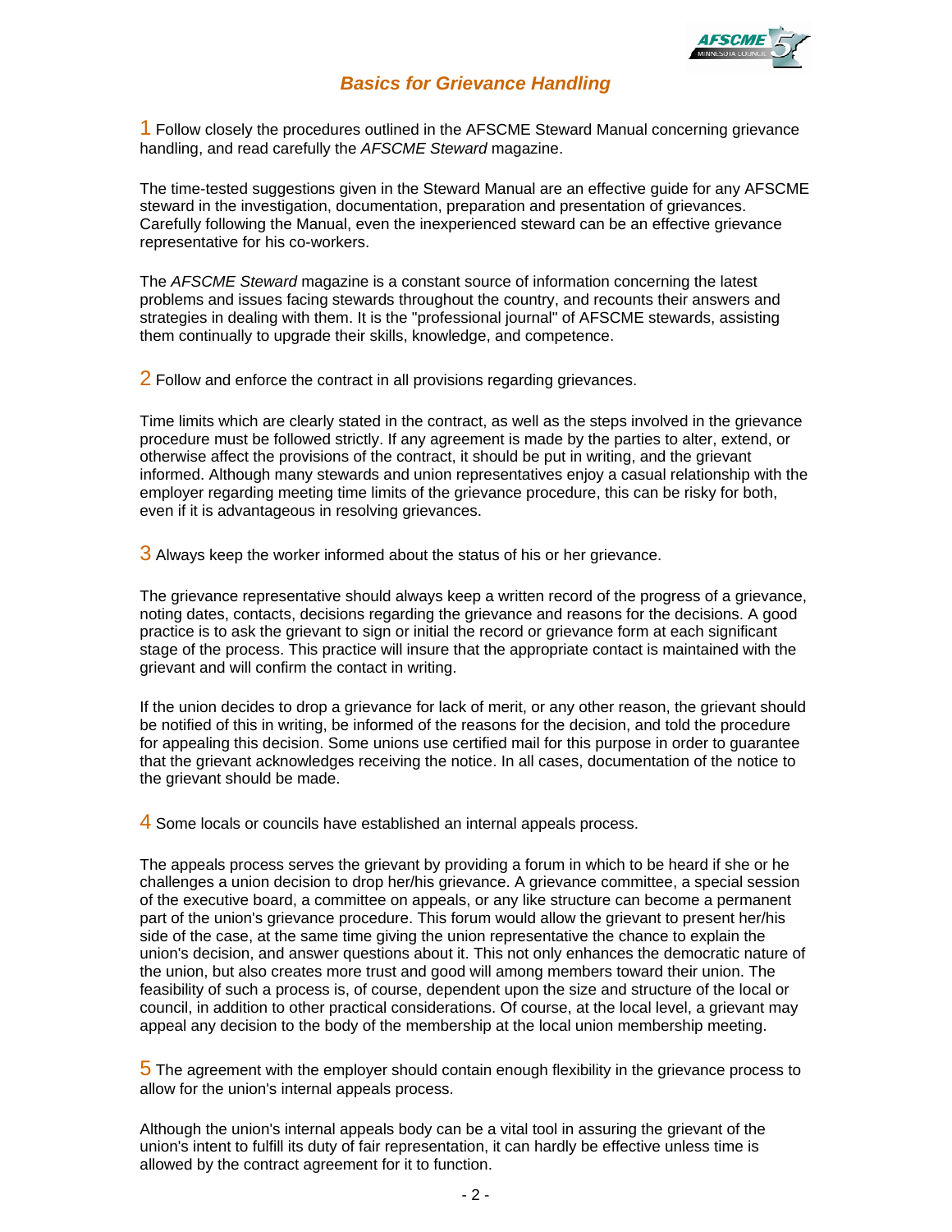## Basics for Grievance Handling

1 Follow closely the procedures outlined in the AFSCME Steward Manual concerning grievance handling, and read carefully the *AFSCME Steward* magazine.

The time-tested suggestions given in the Steward Manual are an effective guide for any AFSCME steward in the investigation, documentation, preparation and presentation of grievances. Carefully following the Manual, even the inexperienced steward can be an effective grievance representative for his co-workers.

The *AFSCME Steward* magazine is a constant source of information concerning the latest problems and issues facing stewards throughout the country, and recounts their answers and strategies in dealing with them. It is the "professional journal" of AFSCME stewards, assisting them continually to upgrade their skills, knowledge, and competence.

2 Follow and enforce the contract in all provisions regarding grievances.

Time limits which are clearly stated in the contract, as well as the steps involved in the grievance procedure must be followed strictly. If any agreement is made by the parties to alter, extend, or otherwise affect the provisions of the contract, it should be put in writing, and the grievant informed. Although many stewards and union representatives enjoy a casual relationship with the employer regarding meeting time limits of the grievance procedure, this can be risky for both, even if it is advantageous in resolving grievances.

3 Always keep the worker informed about the status of his or her grievance.

The grievance representative should always keep a written record of the progress of a grievance, noting dates, contacts, decisions regarding the grievance and reasons for the decisions. A good practice is to ask the grievant to sign or initial the record or grievance form at each significant stage of the process. This practice will insure that the appropriate contact is maintained with the grievant and will confirm the contact in writing.

If the union decides to drop a grievance for lack of merit, or any other reason, the grievant should be notified of this in writing, be informed of the reasons for the decision, and told the procedure for appealing this decision. Some unions use certified mail for this purpose in order to guarantee that the grievant acknowledges receiving the notice. In all cases, documentation of the notice to the grievant should be made.

4 Some locals or councils have established an internal appeals process.

The appeals process serves the grievant by providing a forum in which to be heard if she or he challenges a union decision to drop her/his grievance. A grievance committee, a special session of the executive board, a committee on appeals, or any like structure can become a permanent part of the union's grievance procedure. This forum would allow the grievant to present her/his side of the case, at the same time giving the union representative the chance to explain the union's decision, and answer questions about it. This not only enhances the democratic nature of the union, but also creates more trust and good will among members toward their union. The feasibility of such a process is, of course, dependent upon the size and structure of the local or council, in addition to other practical considerations. Of course, at the local level, a grievant may appeal any decision to the body of the membership at the local union membership meeting.

5 The agreement with the employer should contain enough flexibility in the grievance process to allow for the union's internal appeals process.

Although the union's internal appeals body can be a vital tool in assuring the grievant of the union's intent to fulfill its duty of fair representation, it can hardly be effective unless time is allowed by the contract agreement for it to function.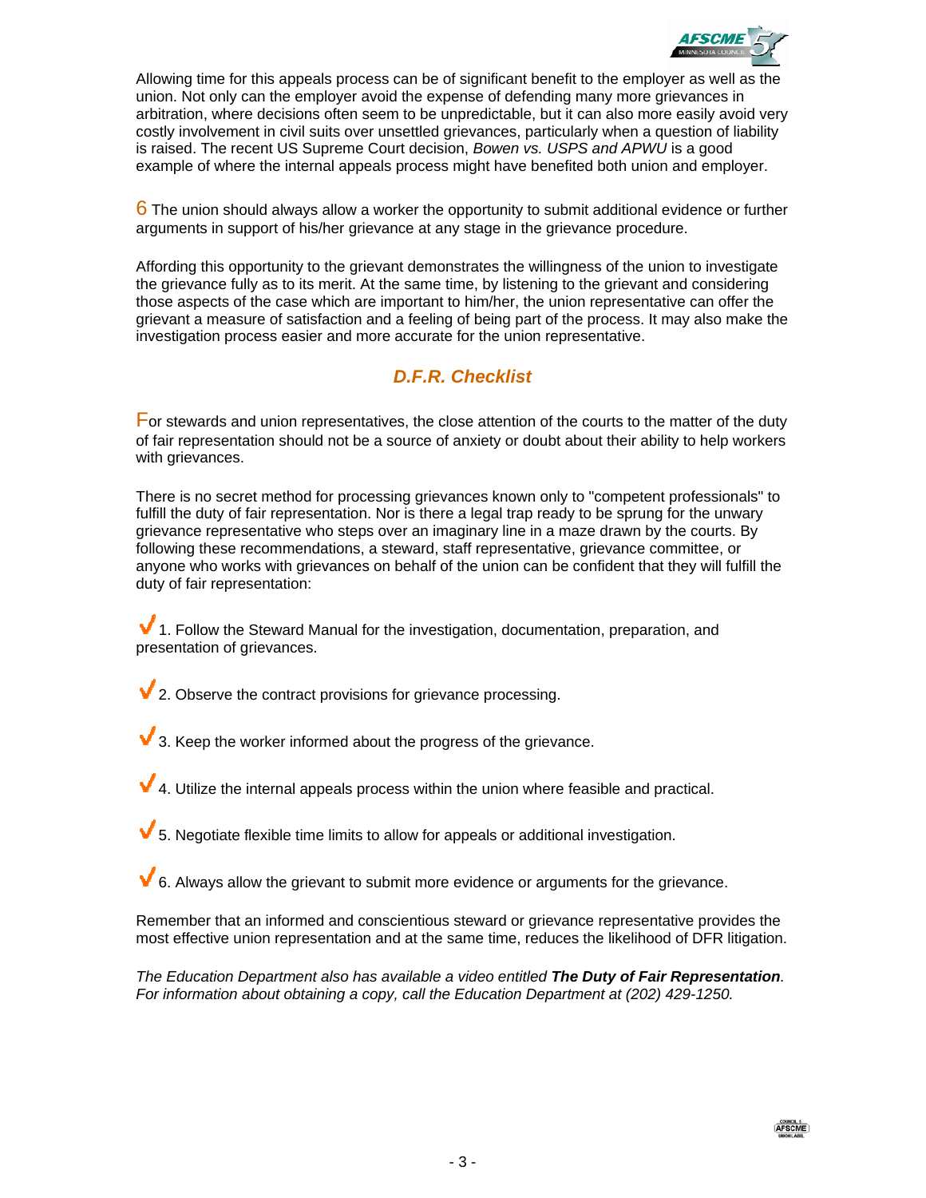Allowing time for this appeals process can be of significant benefit to the employer as well as the union. Not only can the employer avoid the expense of defending many more grievances in arbitration, where decisions often seem to be unpredictable, but it can also more easily avoid very costly involvement in civil suits over unsettled grievances, particularly when a question of liability is raised. The recent US Supreme Court decision, *Bowen vs. USPS and APWU* is a good example of where the internal appeals process might have benefited both union and employer.

6 The union should always allow a worker the opportunity to submit additional evidence or further arguments in support of his/her grievance at any stage in the grievance procedure.

Affording this opportunity to the grievant demonstrates the willingness of the union to investigate the grievance fully as to its merit. At the same time, by listening to the grievant and considering those aspects of the case which are important to him/her, the union representative can offer the grievant a measure of satisfaction and a feeling of being part of the process. It may also make the investigation process easier and more accurate for the union representative.

## *D.F.R. Checklist*

For stewards and union representatives, the close attention of the courts to the matter of the duty of fair representation should not be a source of anxiety or doubt about their ability to help workers with grievances.

There is no secret method for processing grievances known only to "competent professionals" to fulfill the duty of fair representation. Nor is there a legal trap ready to be sprung for the unwary grievance representative who steps over an imaginary line in a maze drawn by the courts. By following these recommendations, a steward, staff representative, grievance committee, or anyone who works with grievances on behalf of the union can be confident that they will fulfill the duty of fair representation:

✔ 1. Follow the Steward Manual for the investigation, documentation, preparation, and presentation of grievances.

✔ 2. Observe the contract provisions for grievance processing.

✔ 3. Keep the worker informed about the progress of the grievance.

✔ 4. Utilize the internal appeals process within the union where feasible and practical.

✔ 5. Negotiate flexible time limits to allow for appeals or additional investigation.

✔ 6. Always allow the grievant to submit more evidence or arguments for the grievance.

Remember that an informed and conscientious steward or grievance representative provides the most effective union representation and at the same time, reduces the likelihood of DFR litigation.

*The Education Department also has available a video entitled **The Duty of Fair Representation**. For information about obtaining a copy, call the Education Department at (202) 429-1250.*